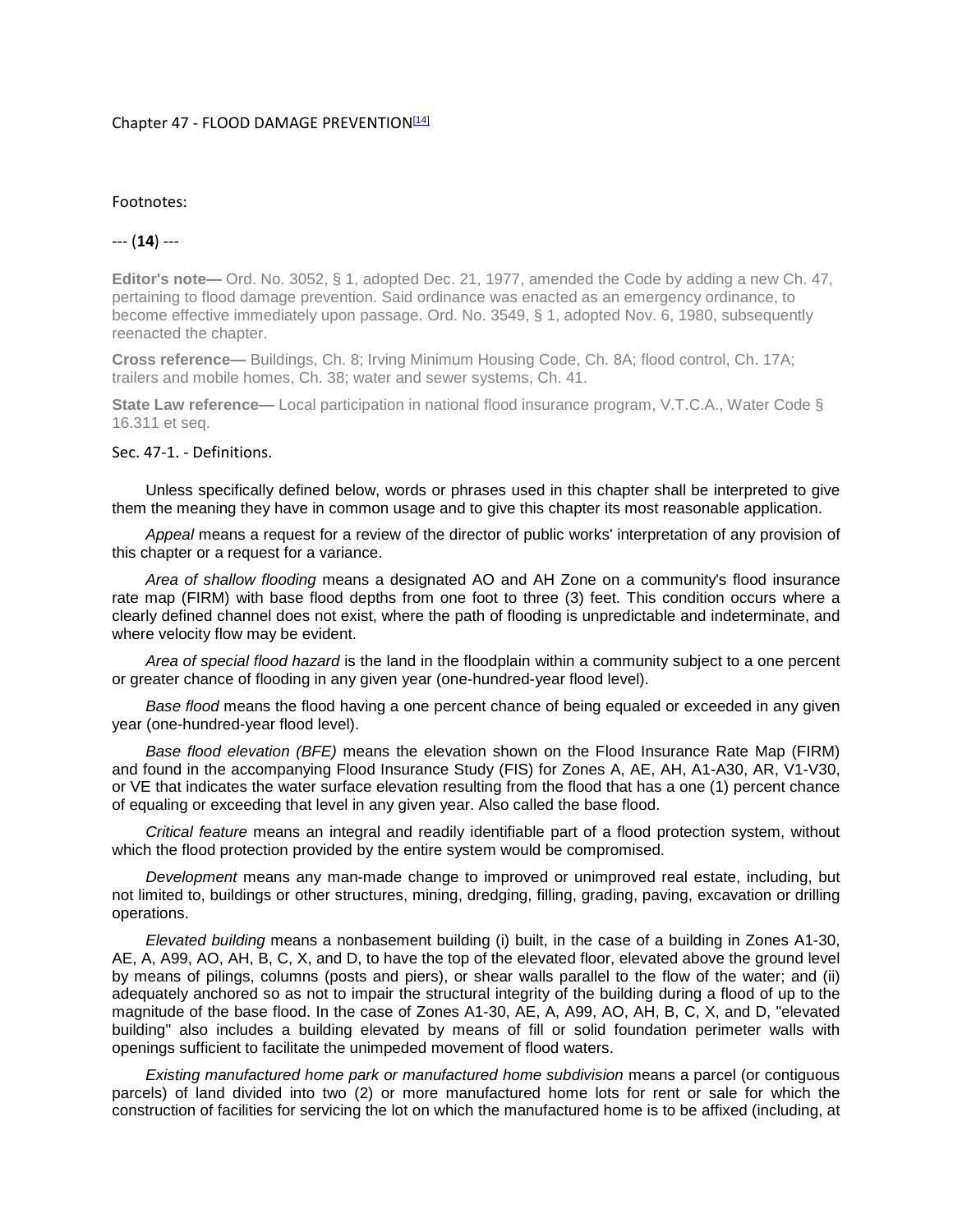# Chapter 47 - FLOOD DAMAGE PREVENTION[14]

Footnotes:

--- (**14**) ---

**Editor's note—** Ord. No. 3052, § 1, adopted Dec. 21, 1977, amended the Code by adding a new Ch. 47, pertaining to flood damage prevention. Said ordinance was enacted as an emergency ordinance, to become effective immediately upon passage. Ord. No. 3549, § 1, adopted Nov. 6, 1980, subsequently reenacted the chapter.

**Cross reference—** Buildings, Ch. 8; Irving Minimum Housing Code, Ch. 8A; flood control, Ch. 17A; trailers and mobile homes, Ch. 38; water and sewer systems, Ch. 41.

**State Law reference—** Local participation in national flood insurance program, V.T.C.A., Water Code § 16.311 et seq.

## Sec. 47-1. - Definitions.

Unless specifically defined below, words or phrases used in this chapter shall be interpreted to give them the meaning they have in common usage and to give this chapter its most reasonable application.

*Appeal* means a request for a review of the director of public works' interpretation of any provision of this chapter or a request for a variance.

*Area of shallow flooding* means a designated AO and AH Zone on a community's flood insurance rate map (FIRM) with base flood depths from one foot to three (3) feet. This condition occurs where a clearly defined channel does not exist, where the path of flooding is unpredictable and indeterminate, and where velocity flow may be evident.

*Area of special flood hazard* is the land in the floodplain within a community subject to a one percent or greater chance of flooding in any given year (one-hundred-year flood level).

*Base flood* means the flood having a one percent chance of being equaled or exceeded in any given year (one-hundred-year flood level).

*Base flood elevation (BFE)* means the elevation shown on the Flood Insurance Rate Map (FIRM) and found in the accompanying Flood Insurance Study (FIS) for Zones A, AE, AH, A1-A30, AR, V1-V30, or VE that indicates the water surface elevation resulting from the flood that has a one (1) percent chance of equaling or exceeding that level in any given year. Also called the base flood.

*Critical feature* means an integral and readily identifiable part of a flood protection system, without which the flood protection provided by the entire system would be compromised.

*Development* means any man-made change to improved or unimproved real estate, including, but not limited to, buildings or other structures, mining, dredging, filling, grading, paving, excavation or drilling operations.

*Elevated building* means a nonbasement building (i) built, in the case of a building in Zones A1-30, AE, A, A99, AO, AH, B, C, X, and D, to have the top of the elevated floor, elevated above the ground level by means of pilings, columns (posts and piers), or shear walls parallel to the flow of the water; and (ii) adequately anchored so as not to impair the structural integrity of the building during a flood of up to the magnitude of the base flood. In the case of Zones A1-30, AE, A, A99, AO, AH, B, C, X, and D, "elevated building" also includes a building elevated by means of fill or solid foundation perimeter walls with openings sufficient to facilitate the unimpeded movement of flood waters.

*Existing manufactured home park or manufactured home subdivision* means a parcel (or contiguous parcels) of land divided into two (2) or more manufactured home lots for rent or sale for which the construction of facilities for servicing the lot on which the manufactured home is to be affixed (including, at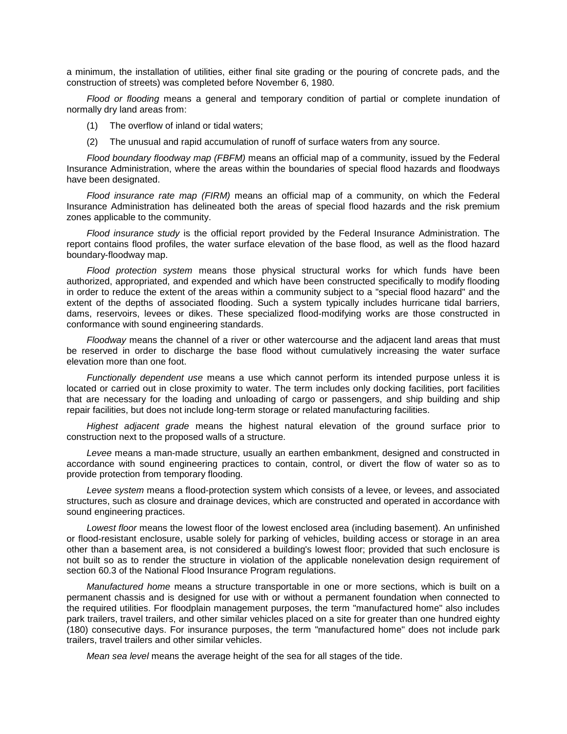a minimum, the installation of utilities, either final site grading or the pouring of concrete pads, and the construction of streets) was completed before November 6, 1980.

*Flood or flooding* means a general and temporary condition of partial or complete inundation of normally dry land areas from:

(1) The overflow of inland or tidal waters;

(2) The unusual and rapid accumulation of runoff of surface waters from any source.

*Flood boundary floodway map (FBFM)* means an official map of a community, issued by the Federal Insurance Administration, where the areas within the boundaries of special flood hazards and floodways have been designated.

*Flood insurance rate map (FIRM)* means an official map of a community, on which the Federal Insurance Administration has delineated both the areas of special flood hazards and the risk premium zones applicable to the community.

*Flood insurance study* is the official report provided by the Federal Insurance Administration. The report contains flood profiles, the water surface elevation of the base flood, as well as the flood hazard boundary-floodway map.

*Flood protection system* means those physical structural works for which funds have been authorized, appropriated, and expended and which have been constructed specifically to modify flooding in order to reduce the extent of the areas within a community subject to a "special flood hazard" and the extent of the depths of associated flooding. Such a system typically includes hurricane tidal barriers, dams, reservoirs, levees or dikes. These specialized flood-modifying works are those constructed in conformance with sound engineering standards.

*Floodway* means the channel of a river or other watercourse and the adjacent land areas that must be reserved in order to discharge the base flood without cumulatively increasing the water surface elevation more than one foot.

*Functionally dependent use* means a use which cannot perform its intended purpose unless it is located or carried out in close proximity to water. The term includes only docking facilities, port facilities that are necessary for the loading and unloading of cargo or passengers, and ship building and ship repair facilities, but does not include long-term storage or related manufacturing facilities.

*Highest adjacent grade* means the highest natural elevation of the ground surface prior to construction next to the proposed walls of a structure.

*Levee* means a man-made structure, usually an earthen embankment, designed and constructed in accordance with sound engineering practices to contain, control, or divert the flow of water so as to provide protection from temporary flooding.

*Levee system* means a flood-protection system which consists of a levee, or levees, and associated structures, such as closure and drainage devices, which are constructed and operated in accordance with sound engineering practices.

*Lowest floor* means the lowest floor of the lowest enclosed area (including basement). An unfinished or flood-resistant enclosure, usable solely for parking of vehicles, building access or storage in an area other than a basement area, is not considered a building's lowest floor; provided that such enclosure is not built so as to render the structure in violation of the applicable nonelevation design requirement of section 60.3 of the National Flood Insurance Program regulations.

*Manufactured home* means a structure transportable in one or more sections, which is built on a permanent chassis and is designed for use with or without a permanent foundation when connected to the required utilities. For floodplain management purposes, the term "manufactured home" also includes park trailers, travel trailers, and other similar vehicles placed on a site for greater than one hundred eighty (180) consecutive days. For insurance purposes, the term "manufactured home" does not include park trailers, travel trailers and other similar vehicles.

*Mean sea level* means the average height of the sea for all stages of the tide.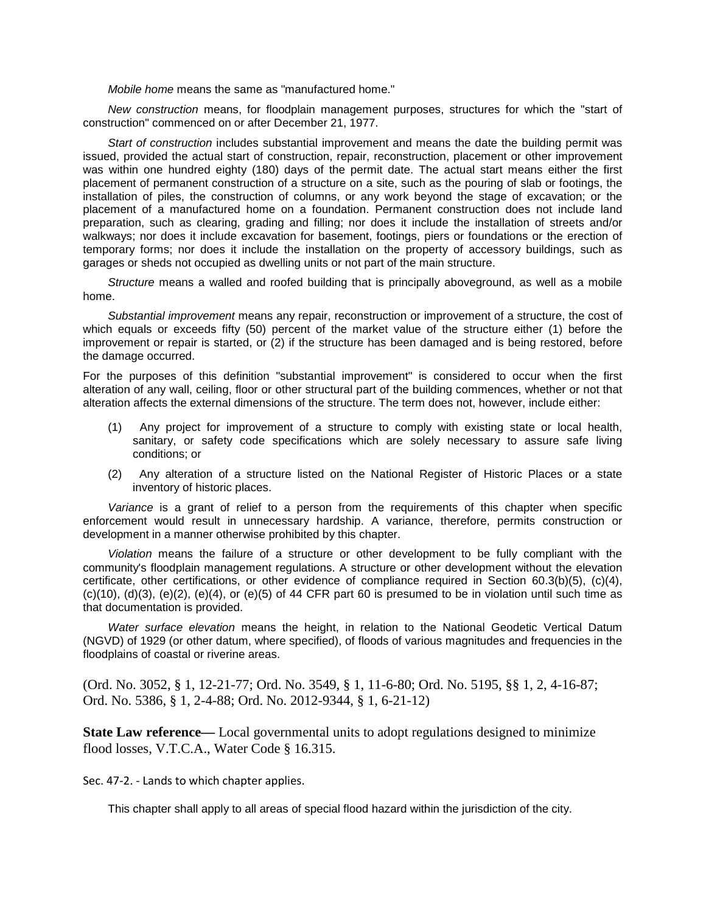*Mobile home* means the same as "manufactured home."

*New construction* means, for floodplain management purposes, structures for which the "start of construction" commenced on or after December 21, 1977.

*Start of construction* includes substantial improvement and means the date the building permit was issued, provided the actual start of construction, repair, reconstruction, placement or other improvement was within one hundred eighty (180) days of the permit date. The actual start means either the first placement of permanent construction of a structure on a site, such as the pouring of slab or footings, the installation of piles, the construction of columns, or any work beyond the stage of excavation; or the placement of a manufactured home on a foundation. Permanent construction does not include land preparation, such as clearing, grading and filling; nor does it include the installation of streets and/or walkways; nor does it include excavation for basement, footings, piers or foundations or the erection of temporary forms; nor does it include the installation on the property of accessory buildings, such as garages or sheds not occupied as dwelling units or not part of the main structure.

*Structure* means a walled and roofed building that is principally aboveground, as well as a mobile home.

*Substantial improvement* means any repair, reconstruction or improvement of a structure, the cost of which equals or exceeds fifty (50) percent of the market value of the structure either (1) before the improvement or repair is started, or (2) if the structure has been damaged and is being restored, before the damage occurred.

For the purposes of this definition "substantial improvement" is considered to occur when the first alteration of any wall, ceiling, floor or other structural part of the building commences, whether or not that alteration affects the external dimensions of the structure. The term does not, however, include either:

(1) Any project for improvement of a structure to comply with existing state or local health, sanitary, or safety code specifications which are solely necessary to assure safe living conditions; or

(2) Any alteration of a structure listed on the National Register of Historic Places or a state inventory of historic places.

*Variance* is a grant of relief to a person from the requirements of this chapter when specific enforcement would result in unnecessary hardship. A variance, therefore, permits construction or development in a manner otherwise prohibited by this chapter.

*Violation* means the failure of a structure or other development to be fully compliant with the community's floodplain management regulations. A structure or other development without the elevation certificate, other certifications, or other evidence of compliance required in Section 60.3(b)(5), (c)(4), (c)(10), (d)(3), (e)(2), (e)(4), or (e)(5) of 44 CFR part 60 is presumed to be in violation until such time as that documentation is provided.

*Water surface elevation* means the height, in relation to the National Geodetic Vertical Datum (NGVD) of 1929 (or other datum, where specified), of floods of various magnitudes and frequencies in the floodplains of coastal or riverine areas.

(Ord. No. 3052, § 1, 12-21-77; Ord. No. 3549, § 1, 11-6-80; Ord. No. 5195, §§ 1, 2, 4-16-87; Ord. No. 5386, § 1, 2-4-88; Ord. No. 2012-9344, § 1, 6-21-12)

**State Law reference—** Local governmental units to adopt regulations designed to minimize flood losses, V.T.C.A., Water Code § 16.315.

Sec. 47-2. - Lands to which chapter applies.

This chapter shall apply to all areas of special flood hazard within the jurisdiction of the city.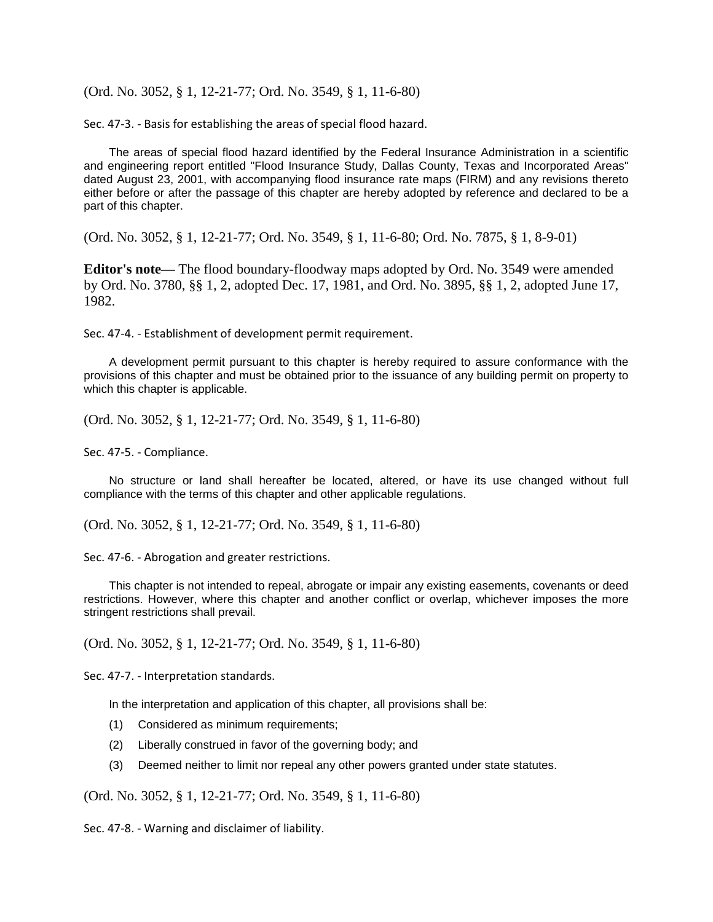(Ord. No. 3052, § 1, 12-21-77; Ord. No. 3549, § 1, 11-6-80)

### Sec. 47-3. - Basis for establishing the areas of special flood hazard.

The areas of special flood hazard identified by the Federal Insurance Administration in a scientific and engineering report entitled "Flood Insurance Study, Dallas County, Texas and Incorporated Areas" dated August 23, 2001, with accompanying flood insurance rate maps (FIRM) and any revisions thereto either before or after the passage of this chapter are hereby adopted by reference and declared to be a part of this chapter.

(Ord. No. 3052, § 1, 12-21-77; Ord. No. 3549, § 1, 11-6-80; Ord. No. 7875, § 1, 8-9-01)

**Editor's note—** The flood boundary-floodway maps adopted by Ord. No. 3549 were amended by Ord. No. 3780, §§ 1, 2, adopted Dec. 17, 1981, and Ord. No. 3895, §§ 1, 2, adopted June 17, 1982.

### Sec. 47-4. - Establishment of development permit requirement.

A development permit pursuant to this chapter is hereby required to assure conformance with the provisions of this chapter and must be obtained prior to the issuance of any building permit on property to which this chapter is applicable.

(Ord. No. 3052, § 1, 12-21-77; Ord. No. 3549, § 1, 11-6-80)

### Sec. 47-5. - Compliance.

No structure or land shall hereafter be located, altered, or have its use changed without full compliance with the terms of this chapter and other applicable regulations.

(Ord. No. 3052, § 1, 12-21-77; Ord. No. 3549, § 1, 11-6-80)

### Sec. 47-6. - Abrogation and greater restrictions.

This chapter is not intended to repeal, abrogate or impair any existing easements, covenants or deed restrictions. However, where this chapter and another conflict or overlap, whichever imposes the more stringent restrictions shall prevail.

(Ord. No. 3052, § 1, 12-21-77; Ord. No. 3549, § 1, 11-6-80)

### Sec. 47-7. - Interpretation standards.

In the interpretation and application of this chapter, all provisions shall be:

(1) Considered as minimum requirements;

(2) Liberally construed in favor of the governing body; and

(3) Deemed neither to limit nor repeal any other powers granted under state statutes.

(Ord. No. 3052, § 1, 12-21-77; Ord. No. 3549, § 1, 11-6-80)

### Sec. 47-8. - Warning and disclaimer of liability.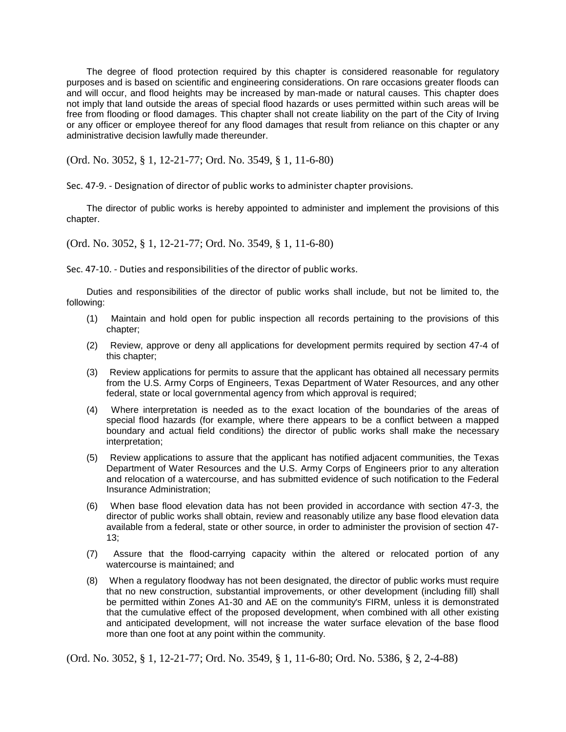The degree of flood protection required by this chapter is considered reasonable for regulatory purposes and is based on scientific and engineering considerations. On rare occasions greater floods can and will occur, and flood heights may be increased by man-made or natural causes. This chapter does not imply that land outside the areas of special flood hazards or uses permitted within such areas will be free from flooding or flood damages. This chapter shall not create liability on the part of the City of Irving or any officer or employee thereof for any flood damages that result from reliance on this chapter or any administrative decision lawfully made thereunder.

(Ord. No. 3052, § 1, 12-21-77; Ord. No. 3549, § 1, 11-6-80)

Sec. 47-9. - Designation of director of public works to administer chapter provisions.

The director of public works is hereby appointed to administer and implement the provisions of this chapter.

(Ord. No. 3052, § 1, 12-21-77; Ord. No. 3549, § 1, 11-6-80)

Sec. 47-10. - Duties and responsibilities of the director of public works.

Duties and responsibilities of the director of public works shall include, but not be limited to, the following:

(1) Maintain and hold open for public inspection all records pertaining to the provisions of this chapter;

(2) Review, approve or deny all applications for development permits required by section 47-4 of this chapter;

(3) Review applications for permits to assure that the applicant has obtained all necessary permits from the U.S. Army Corps of Engineers, Texas Department of Water Resources, and any other federal, state or local governmental agency from which approval is required;

(4) Where interpretation is needed as to the exact location of the boundaries of the areas of special flood hazards (for example, where there appears to be a conflict between a mapped boundary and actual field conditions) the director of public works shall make the necessary interpretation;

(5) Review applications to assure that the applicant has notified adjacent communities, the Texas Department of Water Resources and the U.S. Army Corps of Engineers prior to any alteration and relocation of a watercourse, and has submitted evidence of such notification to the Federal Insurance Administration;

(6) When base flood elevation data has not been provided in accordance with section 47-3, the director of public works shall obtain, review and reasonably utilize any base flood elevation data available from a federal, state or other source, in order to administer the provision of section 47-13;

(7) Assure that the flood-carrying capacity within the altered or relocated portion of any watercourse is maintained; and

(8) When a regulatory floodway has not been designated, the director of public works must require that no new construction, substantial improvements, or other development (including fill) shall be permitted within Zones A1-30 and AE on the community's FIRM, unless it is demonstrated that the cumulative effect of the proposed development, when combined with all other existing and anticipated development, will not increase the water surface elevation of the base flood more than one foot at any point within the community.

(Ord. No. 3052, § 1, 12-21-77; Ord. No. 3549, § 1, 11-6-80; Ord. No. 5386, § 2, 2-4-88)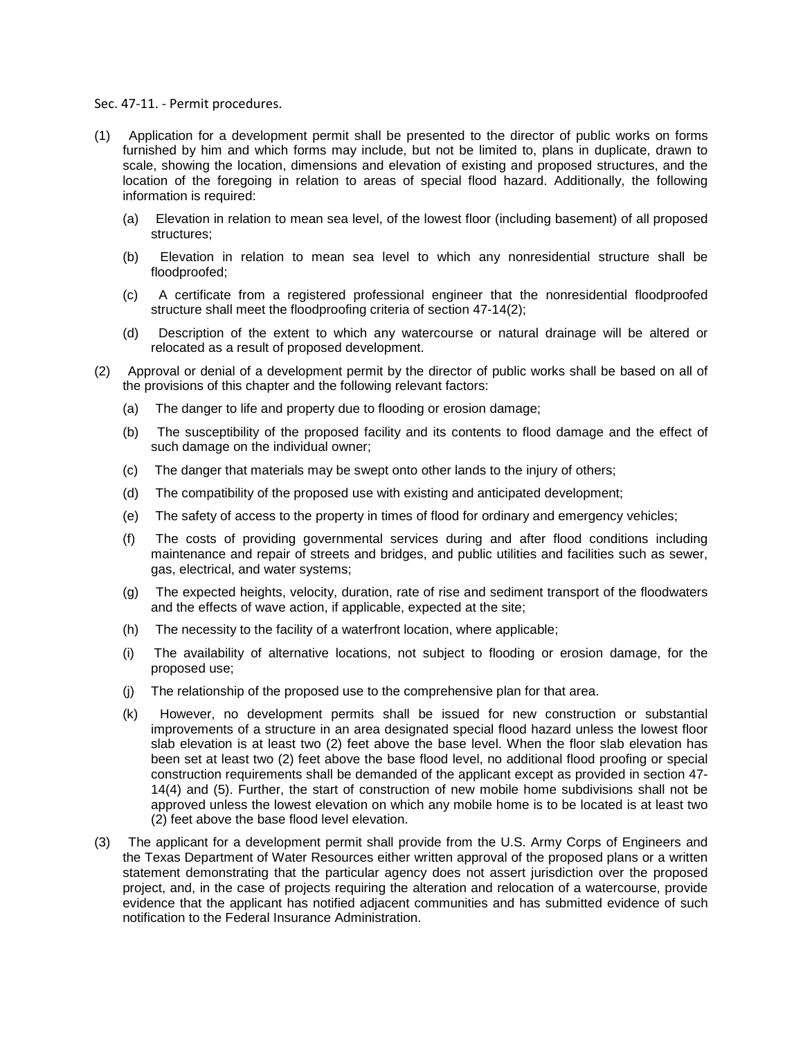Sec. 47-11. - Permit procedures.

(1) Application for a development permit shall be presented to the director of public works on forms furnished by him and which forms may include, but not be limited to, plans in duplicate, drawn to scale, showing the location, dimensions and elevation of existing and proposed structures, and the location of the foregoing in relation to areas of special flood hazard. Additionally, the following information is required:

(a) Elevation in relation to mean sea level, of the lowest floor (including basement) of all proposed structures;

(b) Elevation in relation to mean sea level to which any nonresidential structure shall be floodproofed;

(c) A certificate from a registered professional engineer that the nonresidential floodproofed structure shall meet the floodproofing criteria of section 47-14(2);

(d) Description of the extent to which any watercourse or natural drainage will be altered or relocated as a result of proposed development.

(2) Approval or denial of a development permit by the director of public works shall be based on all of the provisions of this chapter and the following relevant factors:

(a) The danger to life and property due to flooding or erosion damage;

(b) The susceptibility of the proposed facility and its contents to flood damage and the effect of such damage on the individual owner;

(c) The danger that materials may be swept onto other lands to the injury of others;

(d) The compatibility of the proposed use with existing and anticipated development;

(e) The safety of access to the property in times of flood for ordinary and emergency vehicles;

(f) The costs of providing governmental services during and after flood conditions including maintenance and repair of streets and bridges, and public utilities and facilities such as sewer, gas, electrical, and water systems;

(g) The expected heights, velocity, duration, rate of rise and sediment transport of the floodwaters and the effects of wave action, if applicable, expected at the site;

(h) The necessity to the facility of a waterfront location, where applicable;

(i) The availability of alternative locations, not subject to flooding or erosion damage, for the proposed use;

(j) The relationship of the proposed use to the comprehensive plan for that area.

(k) However, no development permits shall be issued for new construction or substantial improvements of a structure in an area designated special flood hazard unless the lowest floor slab elevation is at least two (2) feet above the base level. When the floor slab elevation has been set at least two (2) feet above the base flood level, no additional flood proofing or special construction requirements shall be demanded of the applicant except as provided in section 47-14(4) and (5). Further, the start of construction of new mobile home subdivisions shall not be approved unless the lowest elevation on which any mobile home is to be located is at least two (2) feet above the base flood level elevation.

(3) The applicant for a development permit shall provide from the U.S. Army Corps of Engineers and the Texas Department of Water Resources either written approval of the proposed plans or a written statement demonstrating that the particular agency does not assert jurisdiction over the proposed project, and, in the case of projects requiring the alteration and relocation of a watercourse, provide evidence that the applicant has notified adjacent communities and has submitted evidence of such notification to the Federal Insurance Administration.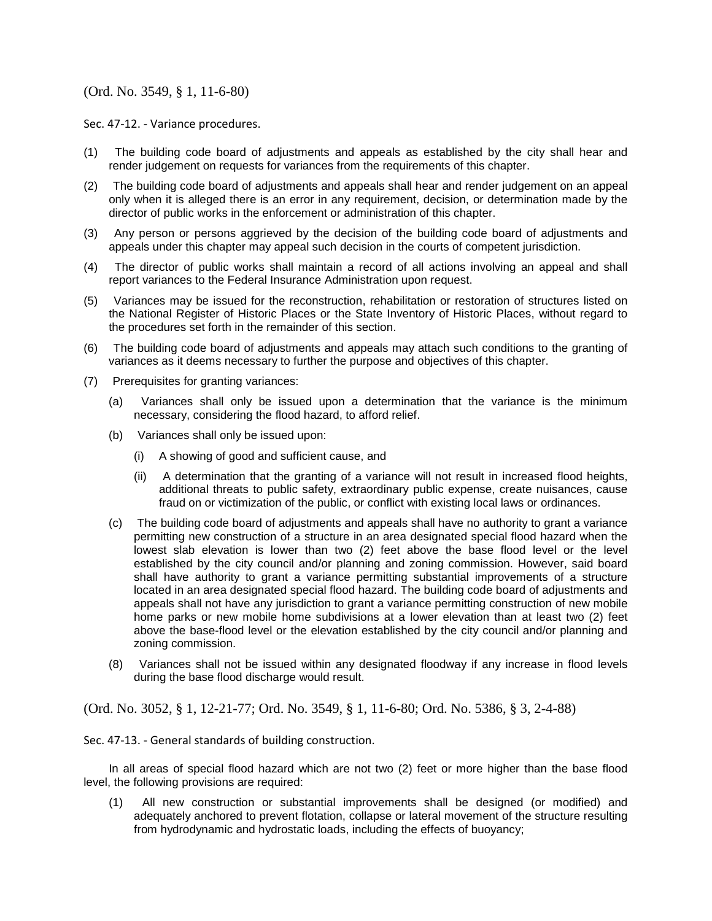(Ord. No. 3549, § 1, 11-6-80)

Sec. 47-12. - Variance procedures.

(1) The building code board of adjustments and appeals as established by the city shall hear and render judgement on requests for variances from the requirements of this chapter.

(2) The building code board of adjustments and appeals shall hear and render judgement on an appeal only when it is alleged there is an error in any requirement, decision, or determination made by the director of public works in the enforcement or administration of this chapter.

(3) Any person or persons aggrieved by the decision of the building code board of adjustments and appeals under this chapter may appeal such decision in the courts of competent jurisdiction.

(4) The director of public works shall maintain a record of all actions involving an appeal and shall report variances to the Federal Insurance Administration upon request.

(5) Variances may be issued for the reconstruction, rehabilitation or restoration of structures listed on the National Register of Historic Places or the State Inventory of Historic Places, without regard to the procedures set forth in the remainder of this section.

(6) The building code board of adjustments and appeals may attach such conditions to the granting of variances as it deems necessary to further the purpose and objectives of this chapter.

(7) Prerequisites for granting variances:

 (a) Variances shall only be issued upon a determination that the variance is the minimum necessary, considering the flood hazard, to afford relief.

 (b) Variances shall only be issued upon:

  (i) A showing of good and sufficient cause, and

  (ii) A determination that the granting of a variance will not result in increased flood heights, additional threats to public safety, extraordinary public expense, create nuisances, cause fraud on or victimization of the public, or conflict with existing local laws or ordinances.

 (c) The building code board of adjustments and appeals shall have no authority to grant a variance permitting new construction of a structure in an area designated special flood hazard when the lowest slab elevation is lower than two (2) feet above the base flood level or the level established by the city council and/or planning and zoning commission. However, said board shall have authority to grant a variance permitting substantial improvements of a structure located in an area designated special flood hazard. The building code board of adjustments and appeals shall not have any jurisdiction to grant a variance permitting construction of new mobile home parks or new mobile home subdivisions at a lower elevation than at least two (2) feet above the base-flood level or the elevation established by the city council and/or planning and zoning commission.

(8) Variances shall not be issued within any designated floodway if any increase in flood levels during the base flood discharge would result.

(Ord. No. 3052, § 1, 12-21-77; Ord. No. 3549, § 1, 11-6-80; Ord. No. 5386, § 3, 2-4-88)

Sec. 47-13. - General standards of building construction.

In all areas of special flood hazard which are not two (2) feet or more higher than the base flood level, the following provisions are required:

(1) All new construction or substantial improvements shall be designed (or modified) and adequately anchored to prevent flotation, collapse or lateral movement of the structure resulting from hydrodynamic and hydrostatic loads, including the effects of buoyancy;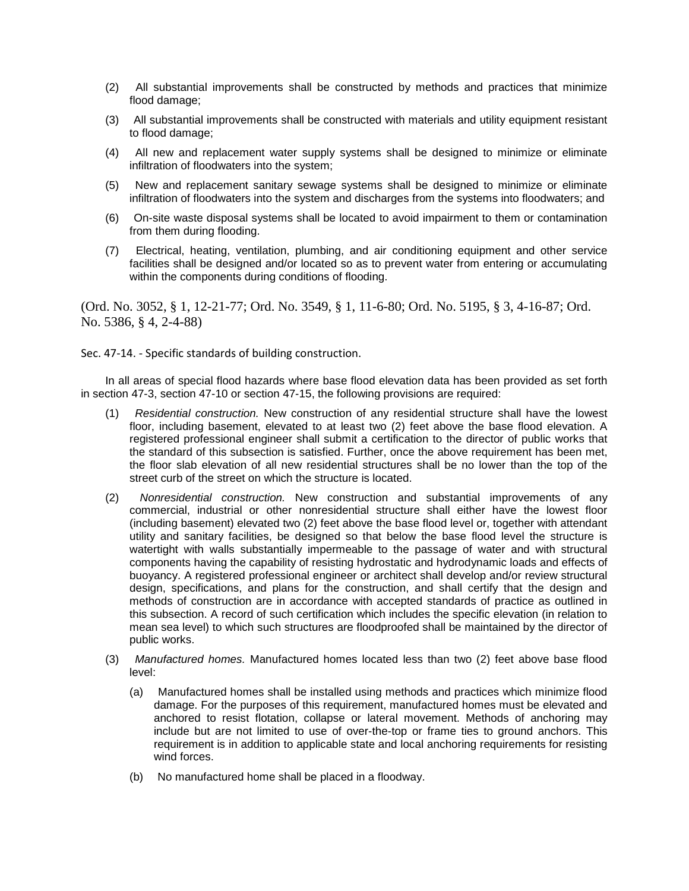(2) All substantial improvements shall be constructed by methods and practices that minimize flood damage;

(3) All substantial improvements shall be constructed with materials and utility equipment resistant to flood damage;

(4) All new and replacement water supply systems shall be designed to minimize or eliminate infiltration of floodwaters into the system;

(5) New and replacement sanitary sewage systems shall be designed to minimize or eliminate infiltration of floodwaters into the system and discharges from the systems into floodwaters; and

(6) On-site waste disposal systems shall be located to avoid impairment to them or contamination from them during flooding.

(7) Electrical, heating, ventilation, plumbing, and air conditioning equipment and other service facilities shall be designed and/or located so as to prevent water from entering or accumulating within the components during conditions of flooding.

(Ord. No. 3052, § 1, 12-21-77; Ord. No. 3549, § 1, 11-6-80; Ord. No. 5195, § 3, 4-16-87; Ord. No. 5386, § 4, 2-4-88)

Sec. 47-14. - Specific standards of building construction.

In all areas of special flood hazards where base flood elevation data has been provided as set forth in section 47-3, section 47-10 or section 47-15, the following provisions are required:

(1) *Residential construction.* New construction of any residential structure shall have the lowest floor, including basement, elevated to at least two (2) feet above the base flood elevation. A registered professional engineer shall submit a certification to the director of public works that the standard of this subsection is satisfied. Further, once the above requirement has been met, the floor slab elevation of all new residential structures shall be no lower than the top of the street curb of the street on which the structure is located.

(2) *Nonresidential construction.* New construction and substantial improvements of any commercial, industrial or other nonresidential structure shall either have the lowest floor (including basement) elevated two (2) feet above the base flood level or, together with attendant utility and sanitary facilities, be designed so that below the base flood level the structure is watertight with walls substantially impermeable to the passage of water and with structural components having the capability of resisting hydrostatic and hydrodynamic loads and effects of buoyancy. A registered professional engineer or architect shall develop and/or review structural design, specifications, and plans for the construction, and shall certify that the design and methods of construction are in accordance with accepted standards of practice as outlined in this subsection. A record of such certification which includes the specific elevation (in relation to mean sea level) to which such structures are floodproofed shall be maintained by the director of public works.

(3) *Manufactured homes.* Manufactured homes located less than two (2) feet above base flood level:

   (a) Manufactured homes shall be installed using methods and practices which minimize flood damage. For the purposes of this requirement, manufactured homes must be elevated and anchored to resist flotation, collapse or lateral movement. Methods of anchoring may include but are not limited to use of over-the-top or frame ties to ground anchors. This requirement is in addition to applicable state and local anchoring requirements for resisting wind forces.

   (b) No manufactured home shall be placed in a floodway.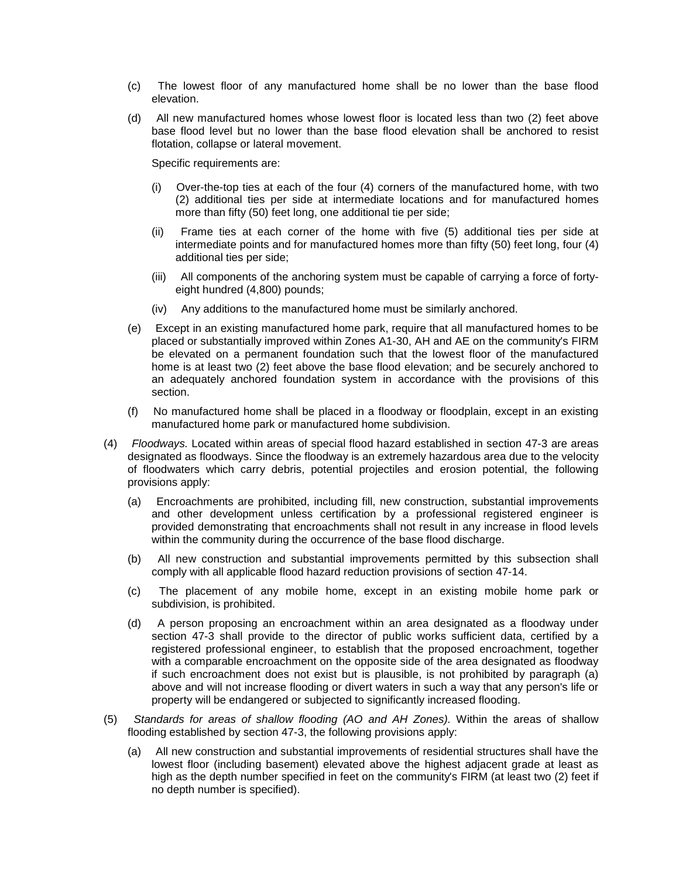(c) The lowest floor of any manufactured home shall be no lower than the base flood elevation.

(d) All new manufactured homes whose lowest floor is located less than two (2) feet above base flood level but no lower than the base flood elevation shall be anchored to resist flotation, collapse or lateral movement.

Specific requirements are:

(i) Over-the-top ties at each of the four (4) corners of the manufactured home, with two (2) additional ties per side at intermediate locations and for manufactured homes more than fifty (50) feet long, one additional tie per side;

(ii) Frame ties at each corner of the home with five (5) additional ties per side at intermediate points and for manufactured homes more than fifty (50) feet long, four (4) additional ties per side;

(iii) All components of the anchoring system must be capable of carrying a force of forty-eight hundred (4,800) pounds;

(iv) Any additions to the manufactured home must be similarly anchored.

(e) Except in an existing manufactured home park, require that all manufactured homes to be placed or substantially improved within Zones A1-30, AH and AE on the community's FIRM be elevated on a permanent foundation such that the lowest floor of the manufactured home is at least two (2) feet above the base flood elevation; and be securely anchored to an adequately anchored foundation system in accordance with the provisions of this section.

(f) No manufactured home shall be placed in a floodway or floodplain, except in an existing manufactured home park or manufactured home subdivision.

(4) *Floodways.* Located within areas of special flood hazard established in section 47-3 are areas designated as floodways. Since the floodway is an extremely hazardous area due to the velocity of floodwaters which carry debris, potential projectiles and erosion potential, the following provisions apply:

(a) Encroachments are prohibited, including fill, new construction, substantial improvements and other development unless certification by a professional registered engineer is provided demonstrating that encroachments shall not result in any increase in flood levels within the community during the occurrence of the base flood discharge.

(b) All new construction and substantial improvements permitted by this subsection shall comply with all applicable flood hazard reduction provisions of section 47-14.

(c) The placement of any mobile home, except in an existing mobile home park or subdivision, is prohibited.

(d) A person proposing an encroachment within an area designated as a floodway under section 47-3 shall provide to the director of public works sufficient data, certified by a registered professional engineer, to establish that the proposed encroachment, together with a comparable encroachment on the opposite side of the area designated as floodway if such encroachment does not exist but is plausible, is not prohibited by paragraph (a) above and will not increase flooding or divert waters in such a way that any person's life or property will be endangered or subjected to significantly increased flooding.

(5) *Standards for areas of shallow flooding (AO and AH Zones).* Within the areas of shallow flooding established by section 47-3, the following provisions apply:

(a) All new construction and substantial improvements of residential structures shall have the lowest floor (including basement) elevated above the highest adjacent grade at least as high as the depth number specified in feet on the community's FIRM (at least two (2) feet if no depth number is specified).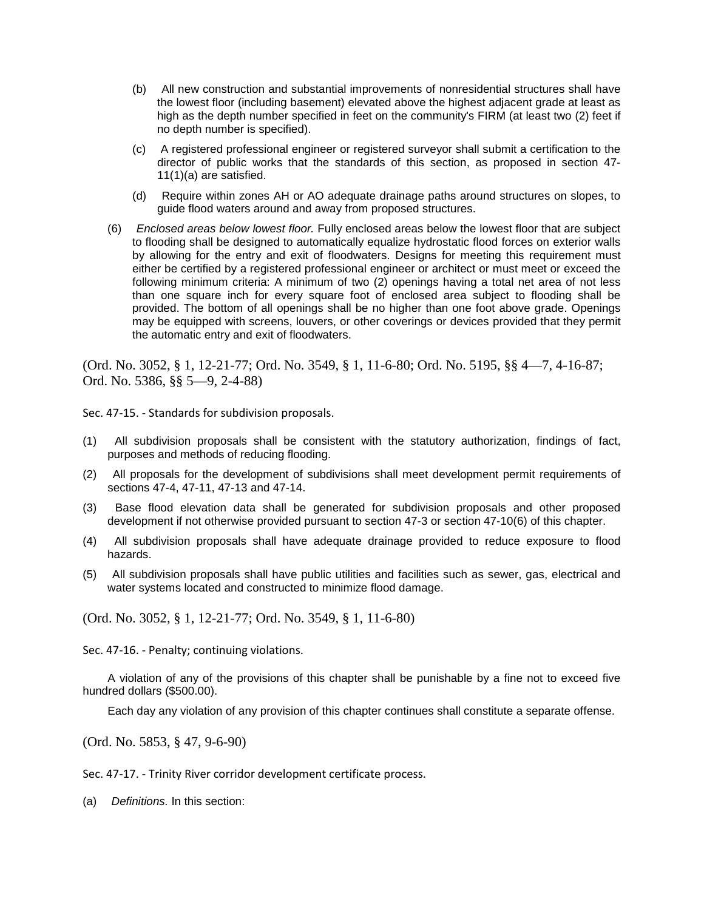(b) All new construction and substantial improvements of nonresidential structures shall have the lowest floor (including basement) elevated above the highest adjacent grade at least as high as the depth number specified in feet on the community's FIRM (at least two (2) feet if no depth number is specified).

(c) A registered professional engineer or registered surveyor shall submit a certification to the director of public works that the standards of this section, as proposed in section 47-11(1)(a) are satisfied.

(d) Require within zones AH or AO adequate drainage paths around structures on slopes, to guide flood waters around and away from proposed structures.

(6) *Enclosed areas below lowest floor.* Fully enclosed areas below the lowest floor that are subject to flooding shall be designed to automatically equalize hydrostatic flood forces on exterior walls by allowing for the entry and exit of floodwaters. Designs for meeting this requirement must either be certified by a registered professional engineer or architect or must meet or exceed the following minimum criteria: A minimum of two (2) openings having a total net area of not less than one square inch for every square foot of enclosed area subject to flooding shall be provided. The bottom of all openings shall be no higher than one foot above grade. Openings may be equipped with screens, louvers, or other coverings or devices provided that they permit the automatic entry and exit of floodwaters.

(Ord. No. 3052, § 1, 12-21-77; Ord. No. 3549, § 1, 11-6-80; Ord. No. 5195, §§ 4—7, 4-16-87; Ord. No. 5386, §§ 5—9, 2-4-88)

Sec. 47-15. - Standards for subdivision proposals.

(1) All subdivision proposals shall be consistent with the statutory authorization, findings of fact, purposes and methods of reducing flooding.

(2) All proposals for the development of subdivisions shall meet development permit requirements of sections 47-4, 47-11, 47-13 and 47-14.

(3) Base flood elevation data shall be generated for subdivision proposals and other proposed development if not otherwise provided pursuant to section 47-3 or section 47-10(6) of this chapter.

(4) All subdivision proposals shall have adequate drainage provided to reduce exposure to flood hazards.

(5) All subdivision proposals shall have public utilities and facilities such as sewer, gas, electrical and water systems located and constructed to minimize flood damage.

(Ord. No. 3052, § 1, 12-21-77; Ord. No. 3549, § 1, 11-6-80)

Sec. 47-16. - Penalty; continuing violations.

A violation of any of the provisions of this chapter shall be punishable by a fine not to exceed five hundred dollars ($500.00).

Each day any violation of any provision of this chapter continues shall constitute a separate offense.

(Ord. No. 5853, § 47, 9-6-90)

Sec. 47-17. - Trinity River corridor development certificate process.

(a) *Definitions.* In this section: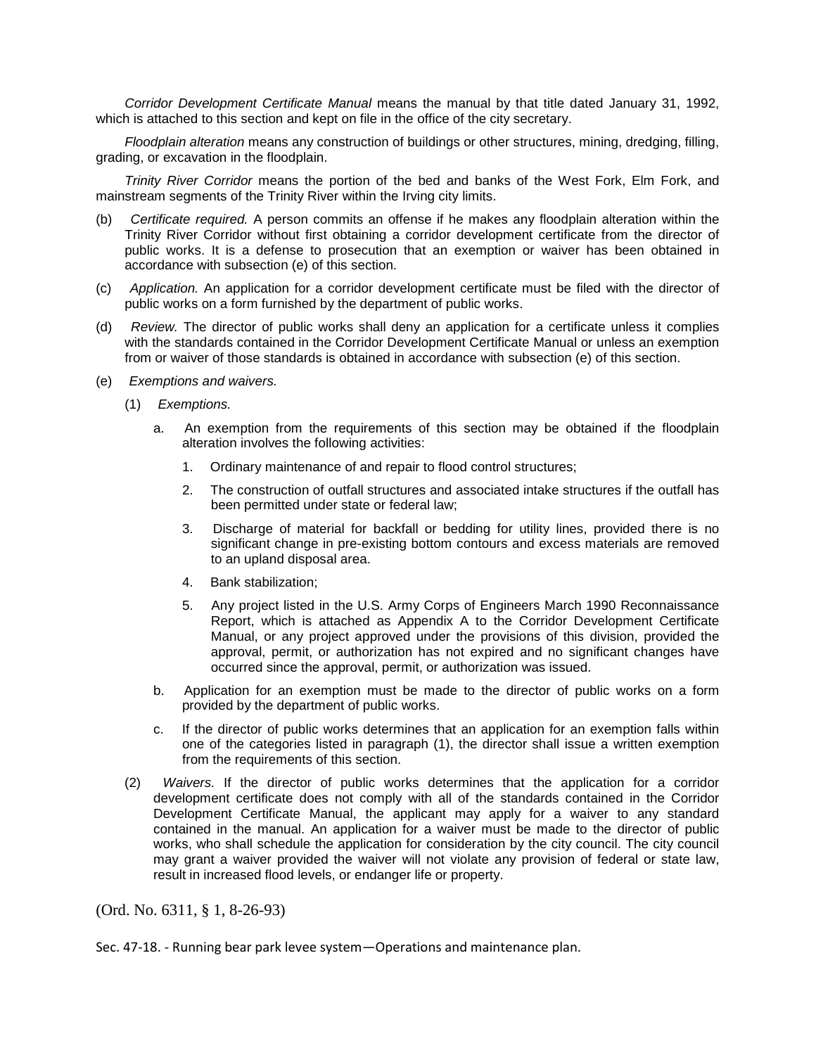*Corridor Development Certificate Manual* means the manual by that title dated January 31, 1992, which is attached to this section and kept on file in the office of the city secretary.

*Floodplain alteration* means any construction of buildings or other structures, mining, dredging, filling, grading, or excavation in the floodplain.

*Trinity River Corridor* means the portion of the bed and banks of the West Fork, Elm Fork, and mainstream segments of the Trinity River within the Irving city limits.

(b) *Certificate required.* A person commits an offense if he makes any floodplain alteration within the Trinity River Corridor without first obtaining a corridor development certificate from the director of public works. It is a defense to prosecution that an exemption or waiver has been obtained in accordance with subsection (e) of this section.

(c) *Application.* An application for a corridor development certificate must be filed with the director of public works on a form furnished by the department of public works.

(d) *Review.* The director of public works shall deny an application for a certificate unless it complies with the standards contained in the Corridor Development Certificate Manual or unless an exemption from or waiver of those standards is obtained in accordance with subsection (e) of this section.

(e) *Exemptions and waivers.*

(1) *Exemptions.*

a. An exemption from the requirements of this section may be obtained if the floodplain alteration involves the following activities:

1. Ordinary maintenance of and repair to flood control structures;

2. The construction of outfall structures and associated intake structures if the outfall has been permitted under state or federal law;

3. Discharge of material for backfall or bedding for utility lines, provided there is no significant change in pre-existing bottom contours and excess materials are removed to an upland disposal area.

4. Bank stabilization;

5. Any project listed in the U.S. Army Corps of Engineers March 1990 Reconnaissance Report, which is attached as Appendix A to the Corridor Development Certificate Manual, or any project approved under the provisions of this division, provided the approval, permit, or authorization has not expired and no significant changes have occurred since the approval, permit, or authorization was issued.

b. Application for an exemption must be made to the director of public works on a form provided by the department of public works.

c. If the director of public works determines that an application for an exemption falls within one of the categories listed in paragraph (1), the director shall issue a written exemption from the requirements of this section.

(2) *Waivers.* If the director of public works determines that the application for a corridor development certificate does not comply with all of the standards contained in the Corridor Development Certificate Manual, the applicant may apply for a waiver to any standard contained in the manual. An application for a waiver must be made to the director of public works, who shall schedule the application for consideration by the city council. The city council may grant a waiver provided the waiver will not violate any provision of federal or state law, result in increased flood levels, or endanger life or property.

(Ord. No. 6311, § 1, 8-26-93)

Sec. 47-18. - Running bear park levee system—Operations and maintenance plan.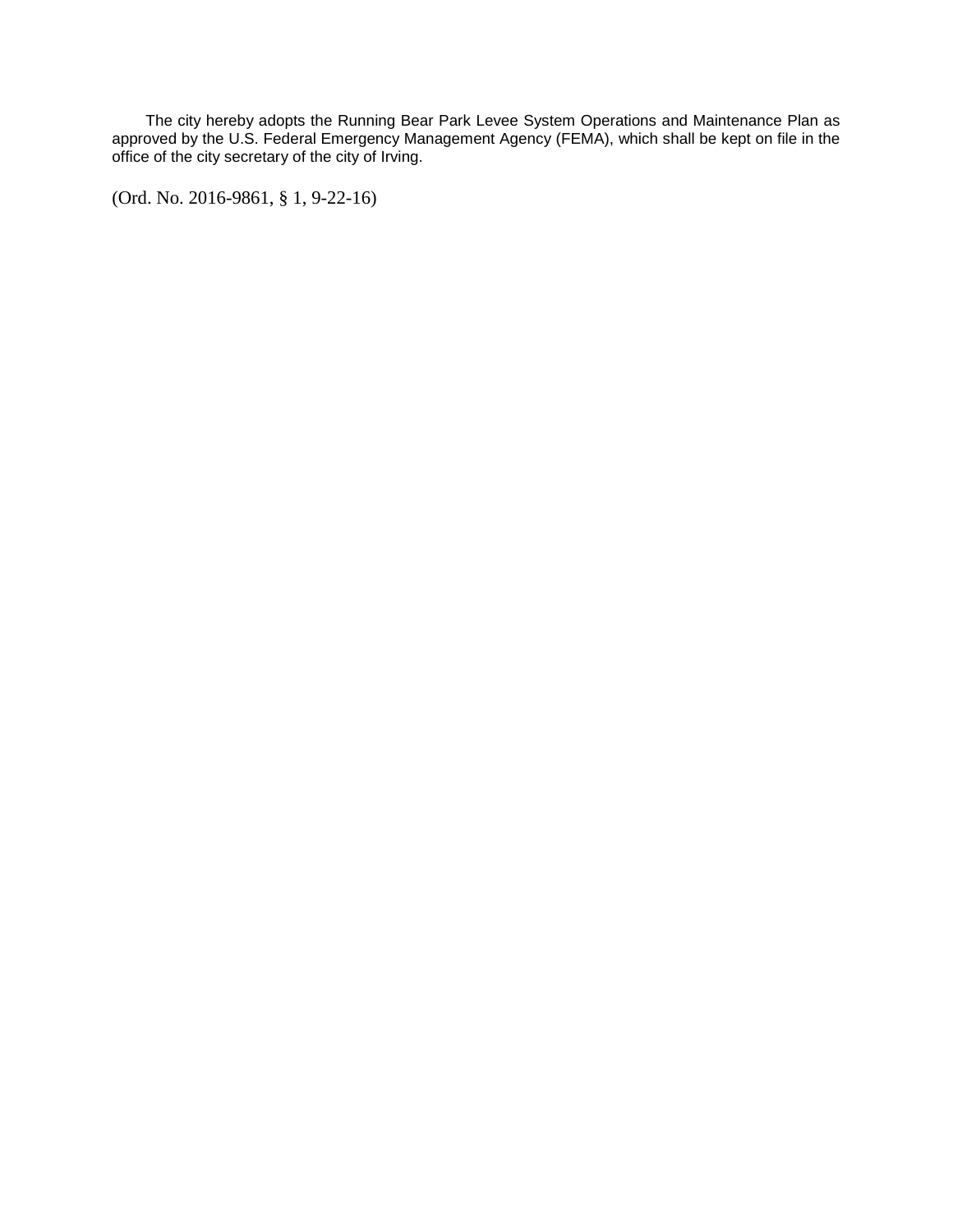The city hereby adopts the Running Bear Park Levee System Operations and Maintenance Plan as approved by the U.S. Federal Emergency Management Agency (FEMA), which shall be kept on file in the office of the city secretary of the city of Irving.

(Ord. No. 2016-9861, § 1, 9-22-16)